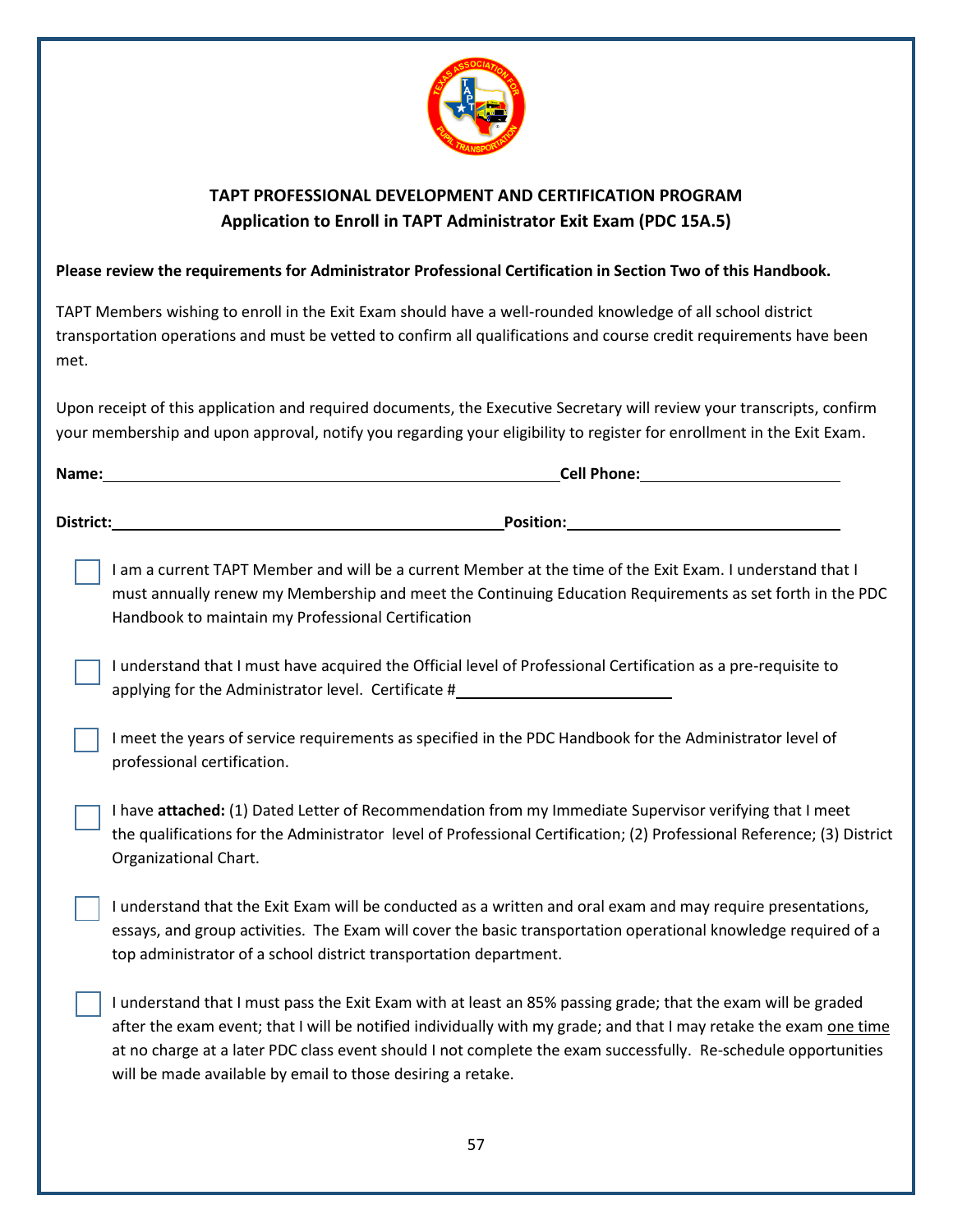## TAPT PROFESSIONAL DEVELOPMENT AND CERTIFICATION PROGRAM

## Application to Enroll in TAPT Administrator Exit Exam (PDC 15A.5)

**Please review the requirements for Administrator Professional Certification in Section Two of this Handbook.**

TAPT Members wishing to enroll in the Exit Exam should have a well-rounded knowledge of all school district transportation operations and must be vetted to confirm all qualifications and course credit requirements have been met.

Upon receipt of this application and required documents, the Executive Secretary will review your transcripts, confirm your membership and upon approval, notify you regarding your eligibility to register for enrollment in the Exit Exam.

**Name:**\_\_\_\_\_\_\_\_\_\_\_\_\_\_\_\_\_\_\_\_\_\_\_\_\_\_\_\_\_\_\_\_\_\_\_\_ **Cell Phone:**\_\_\_\_\_\_\_\_\_\_\_\_\_\_\_\_\_\_\_\_

**District:**\_\_\_\_\_\_\_\_\_\_\_\_\_\_\_\_\_\_\_\_\_\_\_\_\_\_\_\_\_\_\_\_\_\_ **Position:**\_\_\_\_\_\_\_\_\_\_\_\_\_\_\_\_\_\_\_\_\_\_\_\_\_\_

- [ ] I am a current TAPT Member and will be a current Member at the time of the Exit Exam. I understand that I must annually renew my Membership and meet the Continuing Education Requirements as set forth in the PDC Handbook to maintain my Professional Certification

- [ ] I understand that I must have acquired the Official level of Professional Certification as a pre-requisite to applying for the Administrator level. Certificate #\_\_\_\_\_\_\_\_\_\_\_\_\_\_\_\_\_\_\_\_

- [ ] I meet the years of service requirements as specified in the PDC Handbook for the Administrator level of professional certification.

- [ ] I have **attached:** (1) Dated Letter of Recommendation from my Immediate Supervisor verifying that I meet the qualifications for the Administrator level of Professional Certification; (2) Professional Reference; (3) District Organizational Chart.

- [ ] I understand that the Exit Exam will be conducted as a written and oral exam and may require presentations, essays, and group activities. The Exam will cover the basic transportation operational knowledge required of a top administrator of a school district transportation department.

- [ ] I understand that I must pass the Exit Exam with at least an 85% passing grade; that the exam will be graded after the exam event; that I will be notified individually with my grade; and that I may retake the exam one time at no charge at a later PDC class event should I not complete the exam successfully. Re-schedule opportunities will be made available by email to those desiring a retake.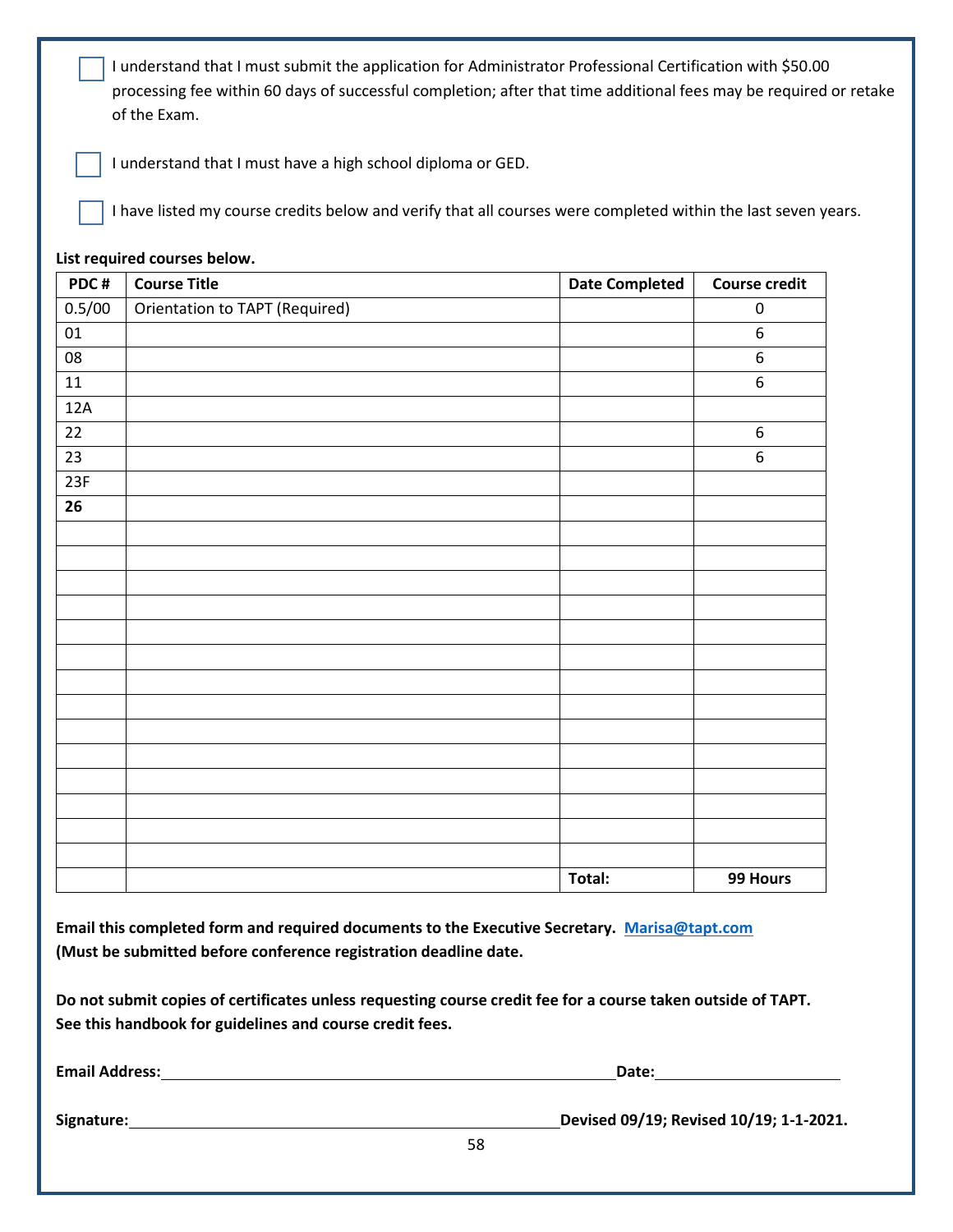☐ I understand that I must submit the application for Administrator Professional Certification with $50.00 processing fee within 60 days of successful completion; after that time additional fees may be required or retake of the Exam.

☐ I understand that I must have a high school diploma or GED.

☐ I have listed my course credits below and verify that all courses were completed within the last seven years.

**List required courses below.**

| PDC # | Course Title | Date Completed | Course credit |
|---|---|---|---|
| 0.5/00 | Orientation to TAPT (Required) | | 0 |
| 01 | | | 6 |
| 08 | | | 6 |
| 11 | | | 6 |
| 12A | | | |
| 22 | | | 6 |
| 23 | | | 6 |
| 23F | | | |
| **26** | | | |
| | | | |
| | | | |
| | | | |
| | | | |
| | | | |
| | | | |
| | | | |
| | | | |
| | | | |
| | | | |
| | | | |
| | | | |
| | | | |
| | | | |
| | | **Total:** | **99 Hours** |

**Email this completed form and required documents to the Executive Secretary. [Marisa@tapt.com](mailto:Marisa@tapt.com)**
**(Must be submitted before conference registration deadline date.**

**Do not submit copies of certificates unless requesting course credit fee for a course taken outside of TAPT.**
**See this handbook for guidelines and course credit fees.**

**Email Address:**\_\_\_\_\_\_\_\_\_\_\_\_\_\_\_\_\_\_\_\_\_\_\_\_\_\_\_\_\_\_\_\_\_\_\_\_\_\_\_\_ **Date:**\_\_\_\_\_\_\_\_\_\_\_\_\_\_\_\_\_\_

**Signature:**\_\_\_\_\_\_\_\_\_\_\_\_\_\_\_\_\_\_\_\_\_\_\_\_\_\_\_\_\_\_\_\_\_\_\_\_\_\_\_\_ **Devised 09/19; Revised 10/19; 1-1-2021.**